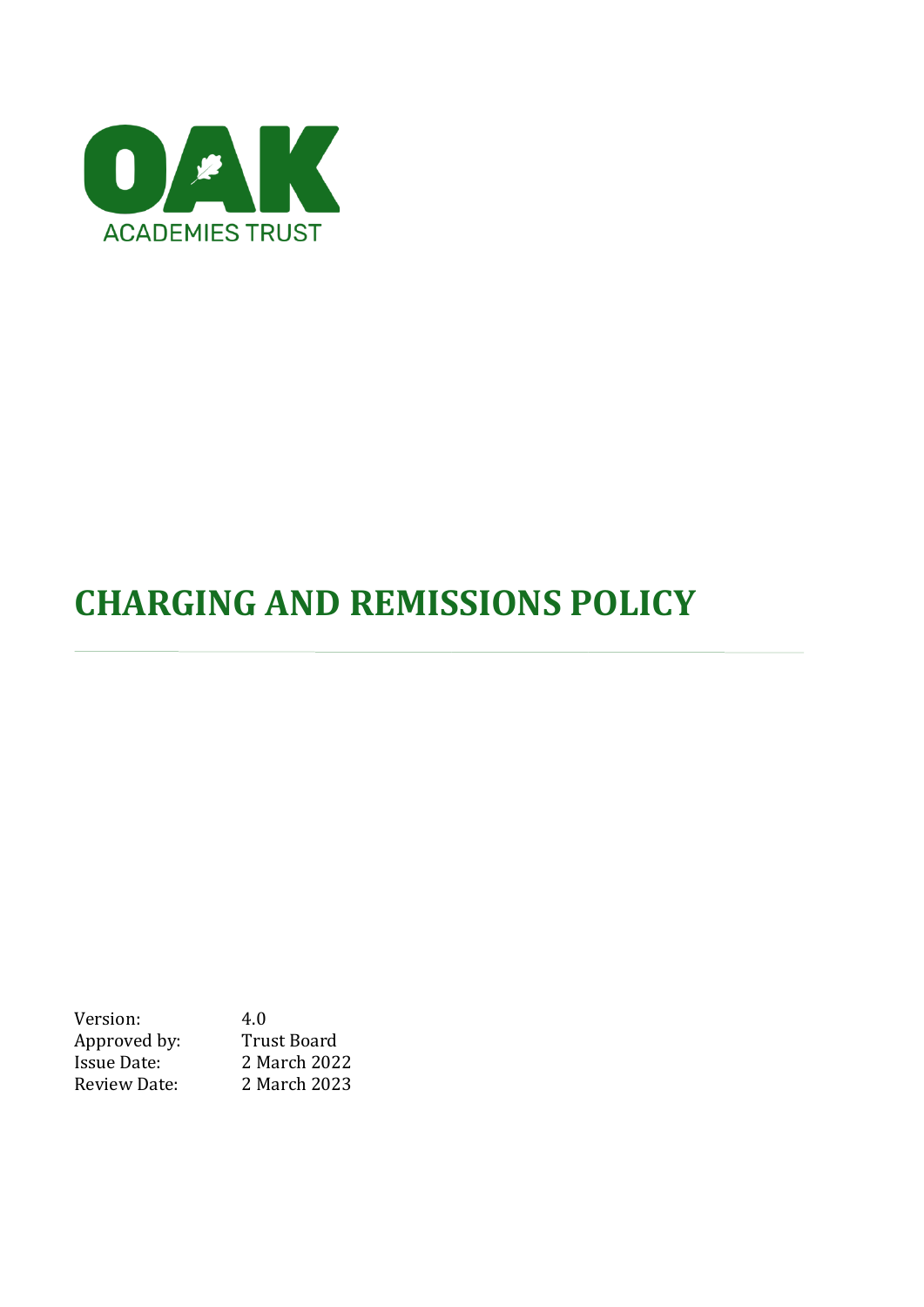OAK

ACADEMIES TRUST

# CHARGING AND REMISSIONS POLICY

Version: 4.0
Approved by: Trust Board
Issue Date: 2 March 2022
Review Date: 2 March 2023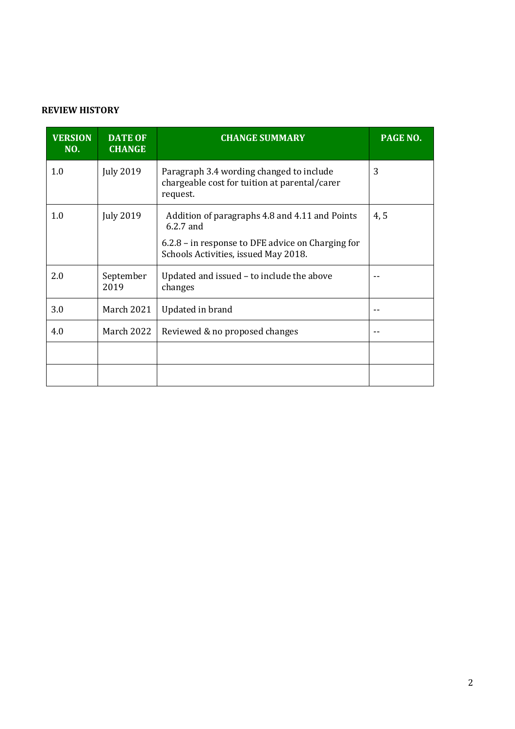**REVIEW HISTORY**

| VERSION NO. | DATE OF CHANGE | CHANGE SUMMARY | PAGE NO. |
|---|---|---|---|
| 1.0 | July 2019 | Paragraph 3.4 wording changed to include chargeable cost for tuition at parental/carer request. | 3 |
| 1.0 | July 2019 | Addition of paragraphs 4.8 and 4.11 and Points 6.2.7 and 6.2.8 – in response to DFE advice on Charging for Schools Activities, issued May 2018. | 4, 5 |
| 2.0 | September 2019 | Updated and issued – to include the above changes | -- |
| 3.0 | March 2021 | Updated in brand | -- |
| 4.0 | March 2022 | Reviewed & no proposed changes | -- |
| | | | |
| | | | |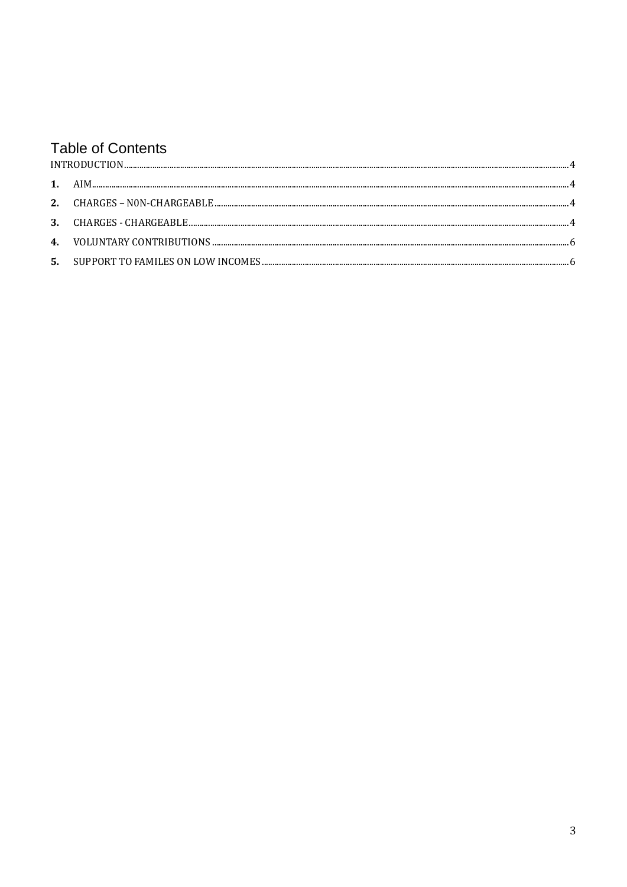# Table of Contents

INTRODUCTION ........ 4

1. AIM ........ 4
2. CHARGES – N0N-CHARGEABLE ........ 4
3. CHARGES - CHARGEABLE ........ 4
4. VOLUNTARY CONTRIBUTIONS ........ 6
5. SUPPORT TO FAMILES ON LOW INCOMES ........ 6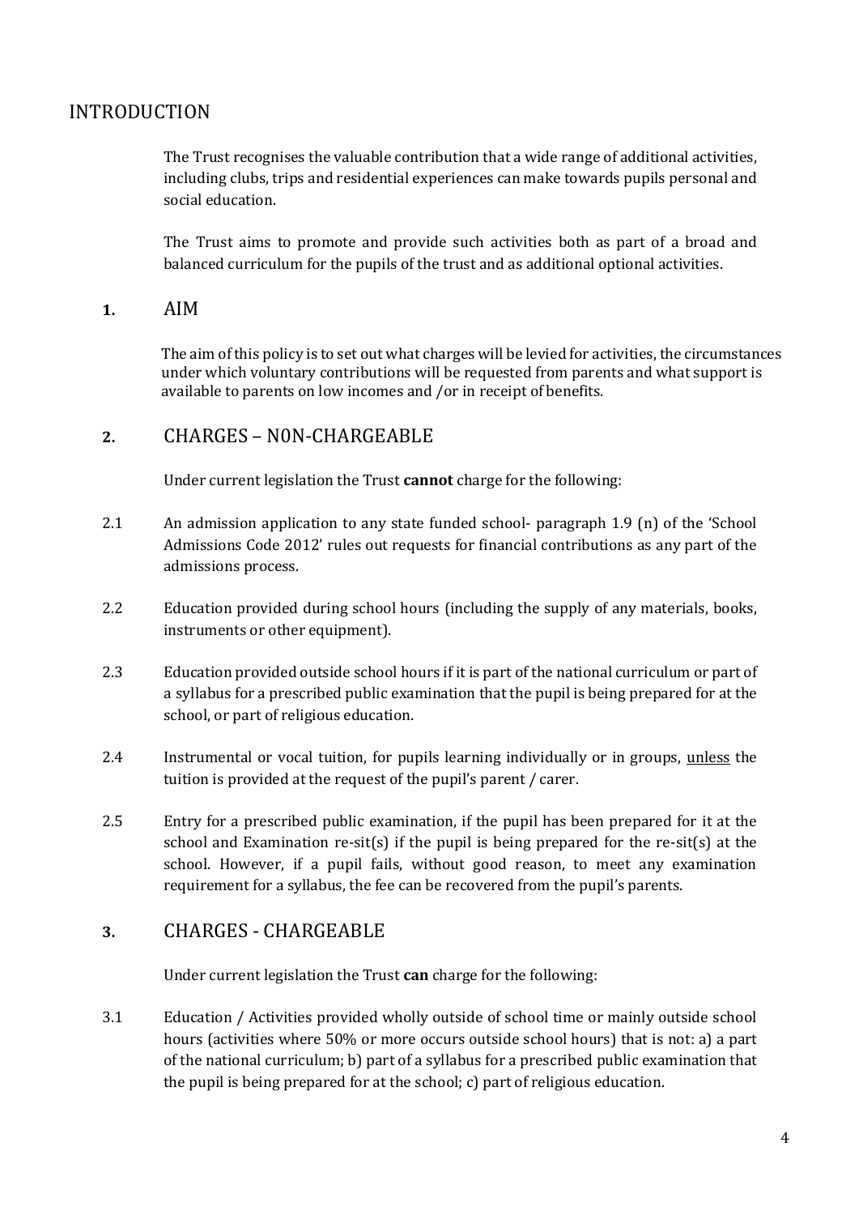## INTRODUCTION

The Trust recognises the valuable contribution that a wide range of additional activities, including clubs, trips and residential experiences can make towards pupils personal and social education.

The Trust aims to promote and provide such activities both as part of a broad and balanced curriculum for the pupils of the trust and as additional optional activities.

## 1. AIM

The aim of this policy is to set out what charges will be levied for activities, the circumstances under which voluntary contributions will be requested from parents and what support is available to parents on low incomes and /or in receipt of benefits.

## 2. CHARGES – N0N-CHARGEABLE

Under current legislation the Trust **cannot** charge for the following:

2.1 An admission application to any state funded school- paragraph 1.9 (n) of the 'School Admissions Code 2012' rules out requests for financial contributions as any part of the admissions process.

2.2 Education provided during school hours (including the supply of any materials, books, instruments or other equipment).

2.3 Education provided outside school hours if it is part of the national curriculum or part of a syllabus for a prescribed public examination that the pupil is being prepared for at the school, or part of religious education.

2.4 Instrumental or vocal tuition, for pupils learning individually or in groups, <u>unless</u> the tuition is provided at the request of the pupil's parent / carer.

2.5 Entry for a prescribed public examination, if the pupil has been prepared for it at the school and Examination re-sit(s) if the pupil is being prepared for the re-sit(s) at the school. However, if a pupil fails, without good reason, to meet any examination requirement for a syllabus, the fee can be recovered from the pupil's parents.

## 3. CHARGES - CHARGEABLE

Under current legislation the Trust **can** charge for the following:

3.1 Education / Activities provided wholly outside of school time or mainly outside school hours (activities where 50% or more occurs outside school hours) that is not: a) a part of the national curriculum; b) part of a syllabus for a prescribed public examination that the pupil is being prepared for at the school; c) part of religious education.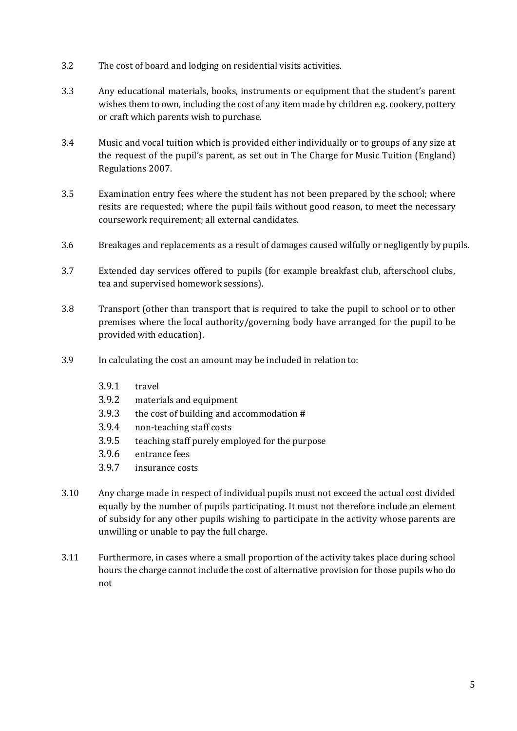3.2 The cost of board and lodging on residential visits activities.

3.3 Any educational materials, books, instruments or equipment that the student's parent wishes them to own, including the cost of any item made by children e.g. cookery, pottery or craft which parents wish to purchase.

3.4 Music and vocal tuition which is provided either individually or to groups of any size at the request of the pupil's parent, as set out in The Charge for Music Tuition (England) Regulations 2007.

3.5 Examination entry fees where the student has not been prepared by the school; where resits are requested; where the pupil fails without good reason, to meet the necessary coursework requirement; all external candidates.

3.6 Breakages and replacements as a result of damages caused wilfully or negligently by pupils.

3.7 Extended day services offered to pupils (for example breakfast club, afterschool clubs, tea and supervised homework sessions).

3.8 Transport (other than transport that is required to take the pupil to school or to other premises where the local authority/governing body have arranged for the pupil to be provided with education).

3.9 In calculating the cost an amount may be included in relation to:

- 3.9.1 travel
- 3.9.2 materials and equipment
- 3.9.3 the cost of building and accommodation #
- 3.9.4 non-teaching staff costs
- 3.9.5 teaching staff purely employed for the purpose
- 3.9.6 entrance fees
- 3.9.7 insurance costs

3.10 Any charge made in respect of individual pupils must not exceed the actual cost divided equally by the number of pupils participating. It must not therefore include an element of subsidy for any other pupils wishing to participate in the activity whose parents are unwilling or unable to pay the full charge.

3.11 Furthermore, in cases where a small proportion of the activity takes place during school hours the charge cannot include the cost of alternative provision for those pupils who do not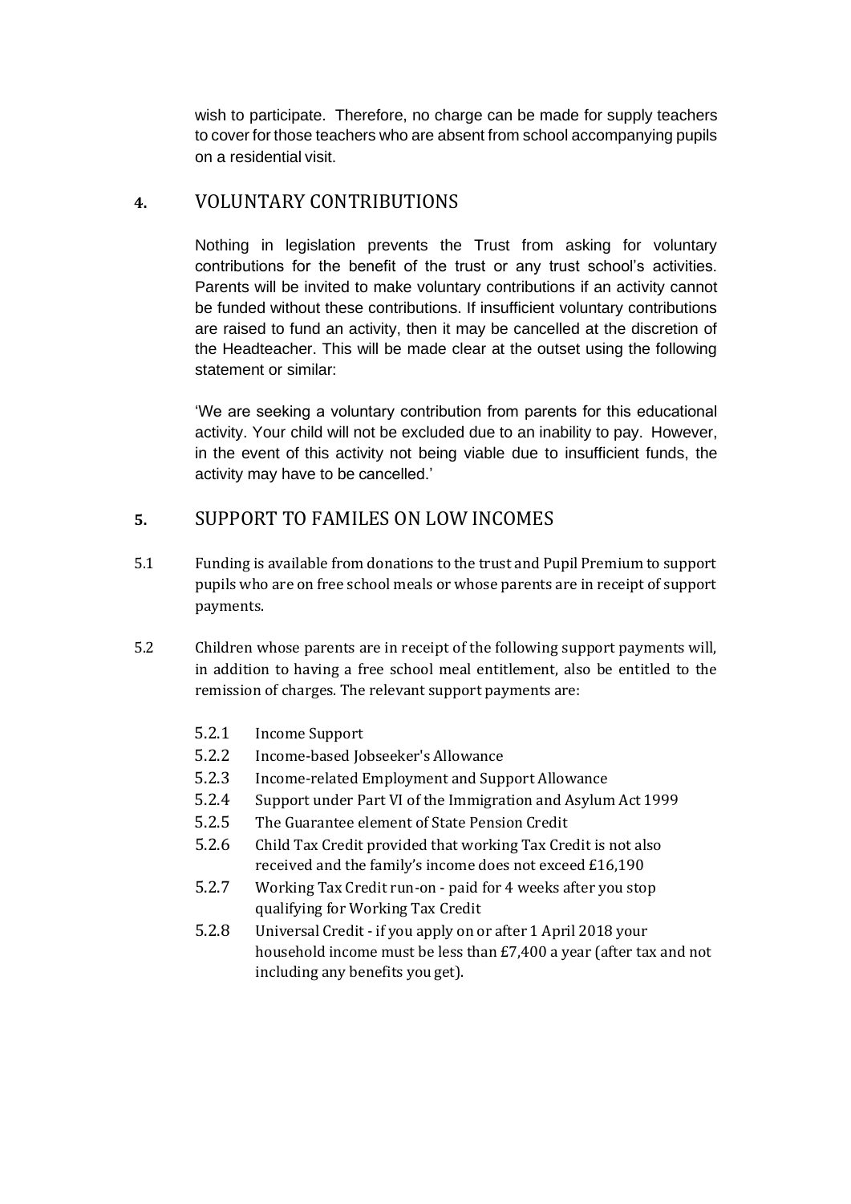wish to participate. Therefore, no charge can be made for supply teachers to cover for those teachers who are absent from school accompanying pupils on a residential visit.

## 4. VOLUNTARY CONTRIBUTIONS

Nothing in legislation prevents the Trust from asking for voluntary contributions for the benefit of the trust or any trust school's activities. Parents will be invited to make voluntary contributions if an activity cannot be funded without these contributions. If insufficient voluntary contributions are raised to fund an activity, then it may be cancelled at the discretion of the Headteacher. This will be made clear at the outset using the following statement or similar:

'We are seeking a voluntary contribution from parents for this educational activity. Your child will not be excluded due to an inability to pay. However, in the event of this activity not being viable due to insufficient funds, the activity may have to be cancelled.'

## 5. SUPPORT TO FAMILES ON LOW INCOMES

5.1 Funding is available from donations to the trust and Pupil Premium to support pupils who are on free school meals or whose parents are in receipt of support payments.

5.2 Children whose parents are in receipt of the following support payments will, in addition to having a free school meal entitlement, also be entitled to the remission of charges. The relevant support payments are:

- 5.2.1 Income Support
- 5.2.2 Income-based Jobseeker's Allowance
- 5.2.3 Income-related Employment and Support Allowance
- 5.2.4 Support under Part VI of the Immigration and Asylum Act 1999
- 5.2.5 The Guarantee element of State Pension Credit
- 5.2.6 Child Tax Credit provided that working Tax Credit is not also received and the family's income does not exceed £16,190
- 5.2.7 Working Tax Credit run-on - paid for 4 weeks after you stop qualifying for Working Tax Credit
- 5.2.8 Universal Credit - if you apply on or after 1 April 2018 your household income must be less than £7,400 a year (after tax and not including any benefits you get).